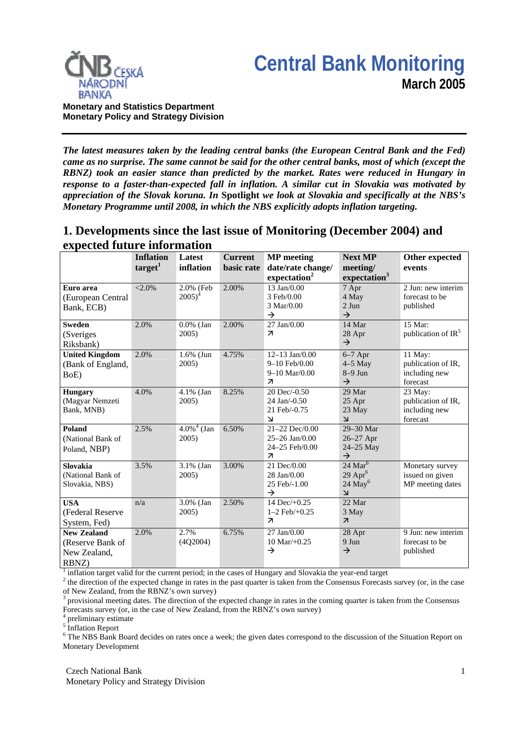# Central Bank Monitoring

**March 2005**

**Monetary and Statistics Department**
**Monetary Policy and Strategy Division**

***The latest measures taken by the leading central banks (the European Central Bank and the Fed) came as no surprise. The same cannot be said for the other central banks, most of which (except the RBNZ) took an easier stance than predicted by the market. Rates were reduced in Hungary in response to a faster-than-expected fall in inflation. A similar cut in Slovakia was motivated by appreciation of the Slovak koruna. In* Spotlight *we look at Slovakia and specifically at the NBS's Monetary Programme until 2008, in which the NBS explicitly adopts inflation targeting.***

## 1. Developments since the last issue of Monitoring (December 2004) and expected future information

| | Inflation target[1] | Latest inflation | Current basic rate | MP meeting date/rate change/ expectation[2] | Next MP meeting/ expectation[3] | Other expected events |
|---|---|---|---|---|---|---|
| **Euro area** (European Central Bank, ECB) | <2.0% | 2.0% (Feb 2005)[4] | 2.00% | 13 Jan/0.00<br>3 Feb/0.00<br>3 Mar/0.00<br>→ | 7 Apr<br>4 May<br>2 Jun<br>→ | 2 Jun: new interim forecast to be published |
| **Sweden** (Sveriges Riksbank) | 2.0% | 0.0% (Jan 2005) | 2.00% | 27 Jan/0.00<br>↗ | 14 Mar<br>28 Apr<br>→ | 15 Mar: publication of IR[5] |
| **United Kingdom** (Bank of England, BoE) | 2.0% | 1.6% (Jun 2005) | 4.75% | 12–13 Jan/0.00<br>9–10 Feb/0.00<br>9–10 Mar/0.00<br>↗ | 6–7 Apr<br>4–5 May<br>8–9 Jun<br>→ | 11 May: publication of IR, including new forecast |
| **Hungary** (Magyar Nemzeti Bank, MNB) | 4.0% | 4.1% (Jan 2005) | 8.25% | 20 Dec/-0.50<br>24 Jan/-0.50<br>21 Feb/-0.75<br>↘ | 29 Mar<br>25 Apr<br>23 May<br>↘ | 23 May: publication of IR, including new forecast |
| **Poland** (National Bank of Poland, NBP) | 2.5% | 4.0%[4] (Jan 2005) | 6.50% | 21–22 Dec/0.00<br>25–26 Jan/0.00<br>24–25 Feb/0.00<br>↗ | 29–30 Mar<br>26–27 Apr<br>24–25 May<br>→ | |
| **Slovakia** (National Bank of Slovakia, NBS) | 3.5% | 3.1% (Jan 2005) | 3.00% | 21 Dec/0.00<br>28 Jan/0.00<br>25 Feb/-1.00<br>→ | 24 Mar[6]<br>29 Apr[6]<br>24 May[6]<br>↘ | Monetary survey issued on given MP meeting dates |
| **USA** (Federal Reserve System, Fed) | n/a | 3.0% (Jan 2005) | 2.50% | 14 Dec/+0.25<br>1–2 Feb/+0.25<br>↗ | 22 Mar<br>3 May<br>↗ | |
| **New Zealand** (Reserve Bank of New Zealand, RBNZ) | 2.0% | 2.7% (4Q2004) | 6.75% | 27 Jan/0.00<br>10 Mar/+0.25<br>→ | 28 Apr<br>9 Jun<br>→ | 9 Jun: new interim forecast to be published |

[1] inflation target valid for the current period; in the cases of Hungary and Slovakia the year-end target
[2] the direction of the expected change in rates in the past quarter is taken from the Consensus Forecasts survey (or, in the case of New Zealand, from the RBNZ's own survey)
[3] provisional meeting dates. The direction of the expected change in rates in the coming quarter is taken from the Consensus Forecasts survey (or, in the case of New Zealand, from the RBNZ's own survey)
[4] preliminary estimate
[5] Inflation Report
[6] The NBS Bank Board decides on rates once a week; the given dates correspond to the discussion of the Situation Report on Monetary Development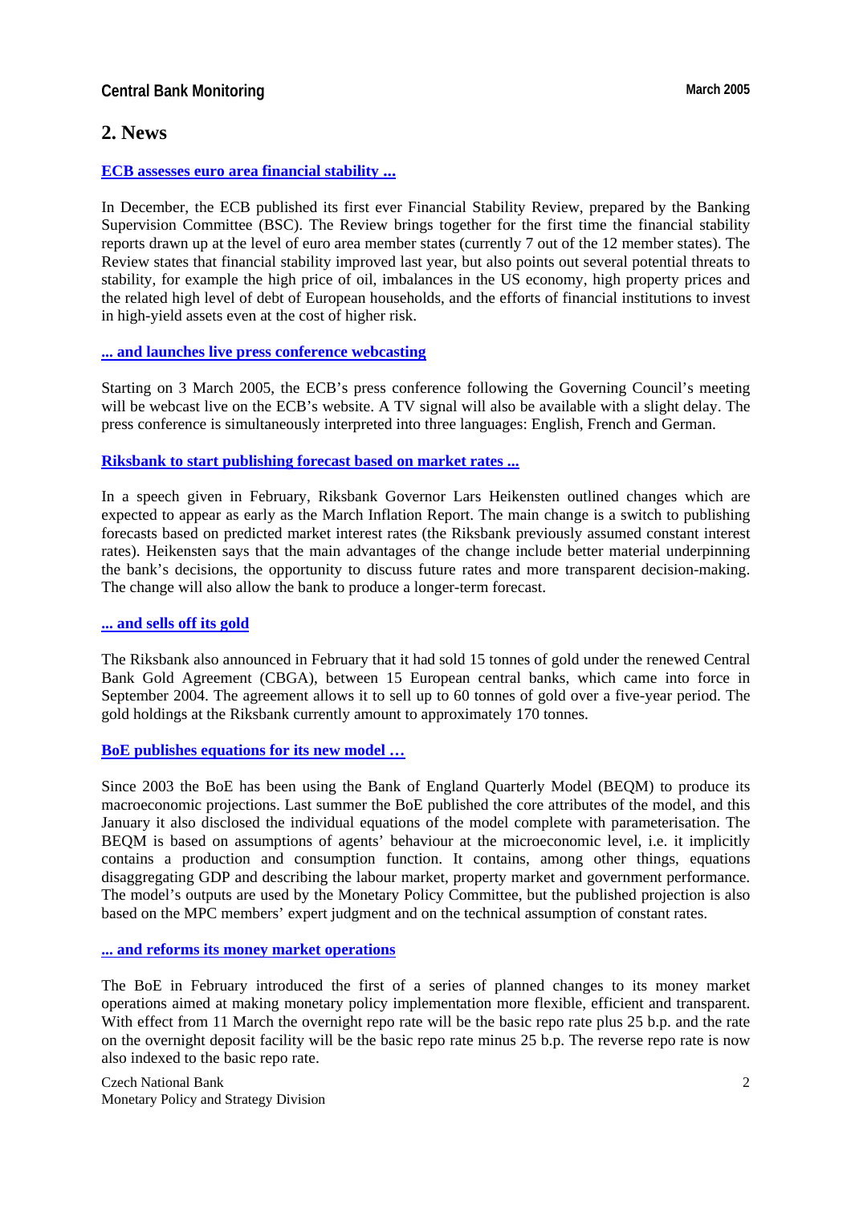## 2. News

**ECB assesses euro area financial stability ...**

In December, the ECB published its first ever Financial Stability Review, prepared by the Banking Supervision Committee (BSC). The Review brings together for the first time the financial stability reports drawn up at the level of euro area member states (currently 7 out of the 12 member states). The Review states that financial stability improved last year, but also points out several potential threats to stability, for example the high price of oil, imbalances in the US economy, high property prices and the related high level of debt of European households, and the efforts of financial institutions to invest in high-yield assets even at the cost of higher risk.

**... and launches live press conference webcasting**

Starting on 3 March 2005, the ECB's press conference following the Governing Council's meeting will be webcast live on the ECB's website. A TV signal will also be available with a slight delay. The press conference is simultaneously interpreted into three languages: English, French and German.

**Riksbank to start publishing forecast based on market rates ...**

In a speech given in February, Riksbank Governor Lars Heikensten outlined changes which are expected to appear as early as the March Inflation Report. The main change is a switch to publishing forecasts based on predicted market interest rates (the Riksbank previously assumed constant interest rates). Heikensten says that the main advantages of the change include better material underpinning the bank's decisions, the opportunity to discuss future rates and more transparent decision-making. The change will also allow the bank to produce a longer-term forecast.

**... and sells off its gold**

The Riksbank also announced in February that it had sold 15 tonnes of gold under the renewed Central Bank Gold Agreement (CBGA), between 15 European central banks, which came into force in September 2004. The agreement allows it to sell up to 60 tonnes of gold over a five-year period. The gold holdings at the Riksbank currently amount to approximately 170 tonnes.

**BoE publishes equations for its new model …**

Since 2003 the BoE has been using the Bank of England Quarterly Model (BEQM) to produce its macroeconomic projections. Last summer the BoE published the core attributes of the model, and this January it also disclosed the individual equations of the model complete with parameterisation. The BEQM is based on assumptions of agents' behaviour at the microeconomic level, i.e. it implicitly contains a production and consumption function. It contains, among other things, equations disaggregating GDP and describing the labour market, property market and government performance. The model's outputs are used by the Monetary Policy Committee, but the published projection is also based on the MPC members' expert judgment and on the technical assumption of constant rates.

**... and reforms its money market operations**

The BoE in February introduced the first of a series of planned changes to its money market operations aimed at making monetary policy implementation more flexible, efficient and transparent. With effect from 11 March the overnight repo rate will be the basic repo rate plus 25 b.p. and the rate on the overnight deposit facility will be the basic repo rate minus 25 b.p. The reverse repo rate is now also indexed to the basic repo rate.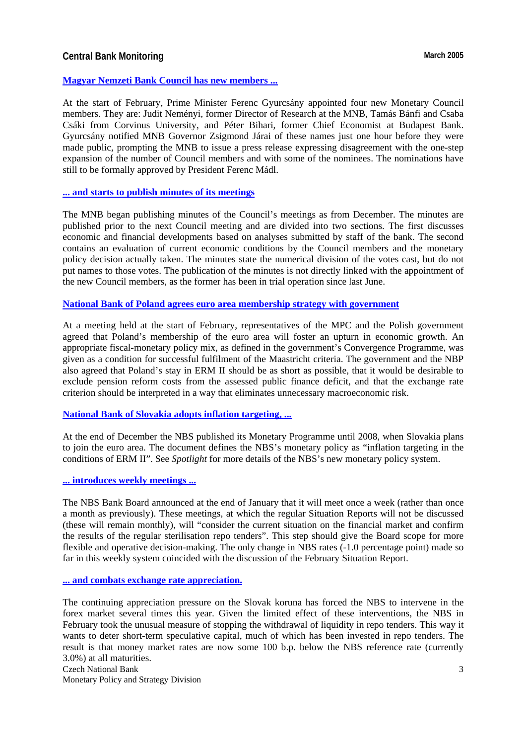**Magyar Nemzeti Bank Council has new members ...**

At the start of February, Prime Minister Ferenc Gyurcsány appointed four new Monetary Council members. They are: Judit Neményi, former Director of Research at the MNB, Tamás Bánfi and Csaba Csáki from Corvinus University, and Péter Bihari, former Chief Economist at Budapest Bank. Gyurcsány notified MNB Governor Zsigmond Járai of these names just one hour before they were made public, prompting the MNB to issue a press release expressing disagreement with the one-step expansion of the number of Council members and with some of the nominees. The nominations have still to be formally approved by President Ferenc Mádl.

**... and starts to publish minutes of its meetings**

The MNB began publishing minutes of the Council's meetings as from December. The minutes are published prior to the next Council meeting and are divided into two sections. The first discusses economic and financial developments based on analyses submitted by staff of the bank. The second contains an evaluation of current economic conditions by the Council members and the monetary policy decision actually taken. The minutes state the numerical division of the votes cast, but do not put names to those votes. The publication of the minutes is not directly linked with the appointment of the new Council members, as the former has been in trial operation since last June.

**National Bank of Poland agrees euro area membership strategy with government**

At a meeting held at the start of February, representatives of the MPC and the Polish government agreed that Poland's membership of the euro area will foster an upturn in economic growth. An appropriate fiscal-monetary policy mix, as defined in the government's Convergence Programme, was given as a condition for successful fulfilment of the Maastricht criteria. The government and the NBP also agreed that Poland's stay in ERM II should be as short as possible, that it would be desirable to exclude pension reform costs from the assessed public finance deficit, and that the exchange rate criterion should be interpreted in a way that eliminates unnecessary macroeconomic risk.

**National Bank of Slovakia adopts inflation targeting, ...**

At the end of December the NBS published its Monetary Programme until 2008, when Slovakia plans to join the euro area. The document defines the NBS's monetary policy as "inflation targeting in the conditions of ERM II". See *Spotlight* for more details of the NBS's new monetary policy system.

**... introduces weekly meetings ...**

The NBS Bank Board announced at the end of January that it will meet once a week (rather than once a month as previously). These meetings, at which the regular Situation Reports will not be discussed (these will remain monthly), will "consider the current situation on the financial market and confirm the results of the regular sterilisation repo tenders". This step should give the Board scope for more flexible and operative decision-making. The only change in NBS rates (-1.0 percentage point) made so far in this weekly system coincided with the discussion of the February Situation Report.

**... and combats exchange rate appreciation.**

The continuing appreciation pressure on the Slovak koruna has forced the NBS to intervene in the forex market several times this year. Given the limited effect of these interventions, the NBS in February took the unusual measure of stopping the withdrawal of liquidity in repo tenders. This way it wants to deter short-term speculative capital, much of which has been invested in repo tenders. The result is that money market rates are now some 100 b.p. below the NBS reference rate (currently 3.0%) at all maturities.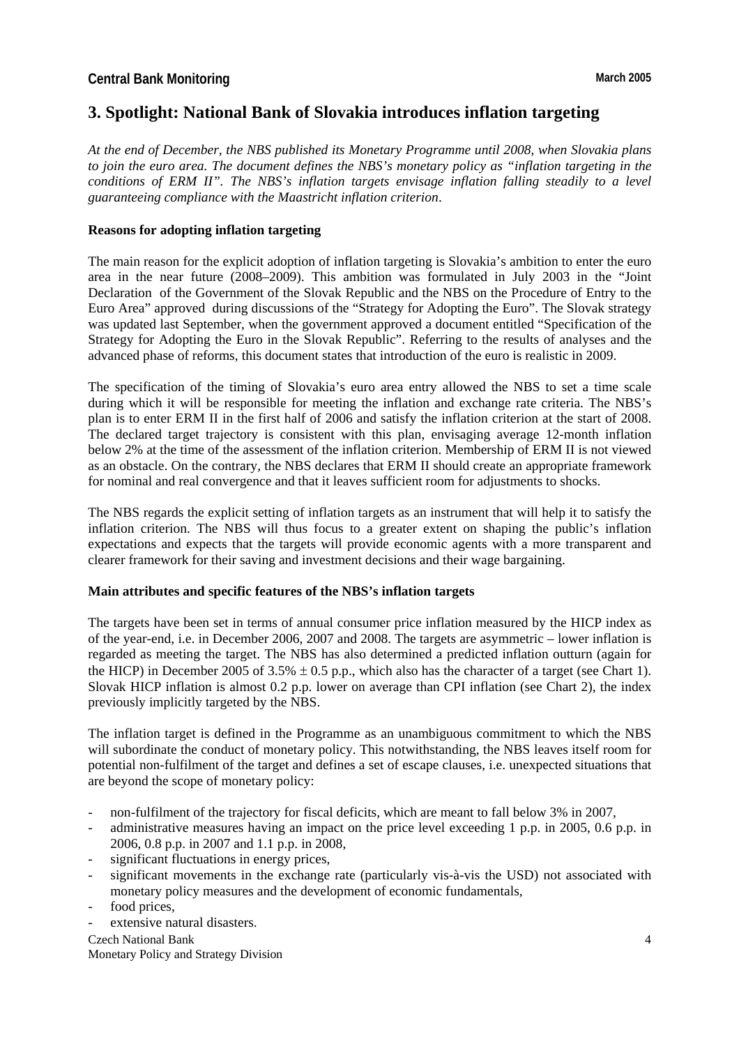## 3. Spotlight: National Bank of Slovakia introduces inflation targeting

*At the end of December, the NBS published its Monetary Programme until 2008, when Slovakia plans to join the euro area. The document defines the NBS's monetary policy as "inflation targeting in the conditions of ERM II". The NBS's inflation targets envisage inflation falling steadily to a level guaranteeing compliance with the Maastricht inflation criterion.*

**Reasons for adopting inflation targeting**

The main reason for the explicit adoption of inflation targeting is Slovakia's ambition to enter the euro area in the near future (2008–2009). This ambition was formulated in July 2003 in the "Joint Declaration of the Government of the Slovak Republic and the NBS on the Procedure of Entry to the Euro Area" approved during discussions of the "Strategy for Adopting the Euro". The Slovak strategy was updated last September, when the government approved a document entitled "Specification of the Strategy for Adopting the Euro in the Slovak Republic". Referring to the results of analyses and the advanced phase of reforms, this document states that introduction of the euro is realistic in 2009.

The specification of the timing of Slovakia's euro area entry allowed the NBS to set a time scale during which it will be responsible for meeting the inflation and exchange rate criteria. The NBS's plan is to enter ERM II in the first half of 2006 and satisfy the inflation criterion at the start of 2008. The declared target trajectory is consistent with this plan, envisaging average 12-month inflation below 2% at the time of the assessment of the inflation criterion. Membership of ERM II is not viewed as an obstacle. On the contrary, the NBS declares that ERM II should create an appropriate framework for nominal and real convergence and that it leaves sufficient room for adjustments to shocks.

The NBS regards the explicit setting of inflation targets as an instrument that will help it to satisfy the inflation criterion. The NBS will thus focus to a greater extent on shaping the public's inflation expectations and expects that the targets will provide economic agents with a more transparent and clearer framework for their saving and investment decisions and their wage bargaining.

**Main attributes and specific features of the NBS's inflation targets**

The targets have been set in terms of annual consumer price inflation measured by the HICP index as of the year-end, i.e. in December 2006, 2007 and 2008. The targets are asymmetric – lower inflation is regarded as meeting the target. The NBS has also determined a predicted inflation outturn (again for the HICP) in December 2005 of 3.5% ± 0.5 p.p., which also has the character of a target (see Chart 1). Slovak HICP inflation is almost 0.2 p.p. lower on average than CPI inflation (see Chart 2), the index previously implicitly targeted by the NBS.

The inflation target is defined in the Programme as an unambiguous commitment to which the NBS will subordinate the conduct of monetary policy. This notwithstanding, the NBS leaves itself room for potential non-fulfilment of the target and defines a set of escape clauses, i.e. unexpected situations that are beyond the scope of monetary policy:

- non-fulfilment of the trajectory for fiscal deficits, which are meant to fall below 3% in 2007,
- administrative measures having an impact on the price level exceeding 1 p.p. in 2005, 0.6 p.p. in 2006, 0.8 p.p. in 2007 and 1.1 p.p. in 2008,
- significant fluctuations in energy prices,
- significant movements in the exchange rate (particularly vis-à-vis the USD) not associated with monetary policy measures and the development of economic fundamentals,
- food prices,
- extensive natural disasters.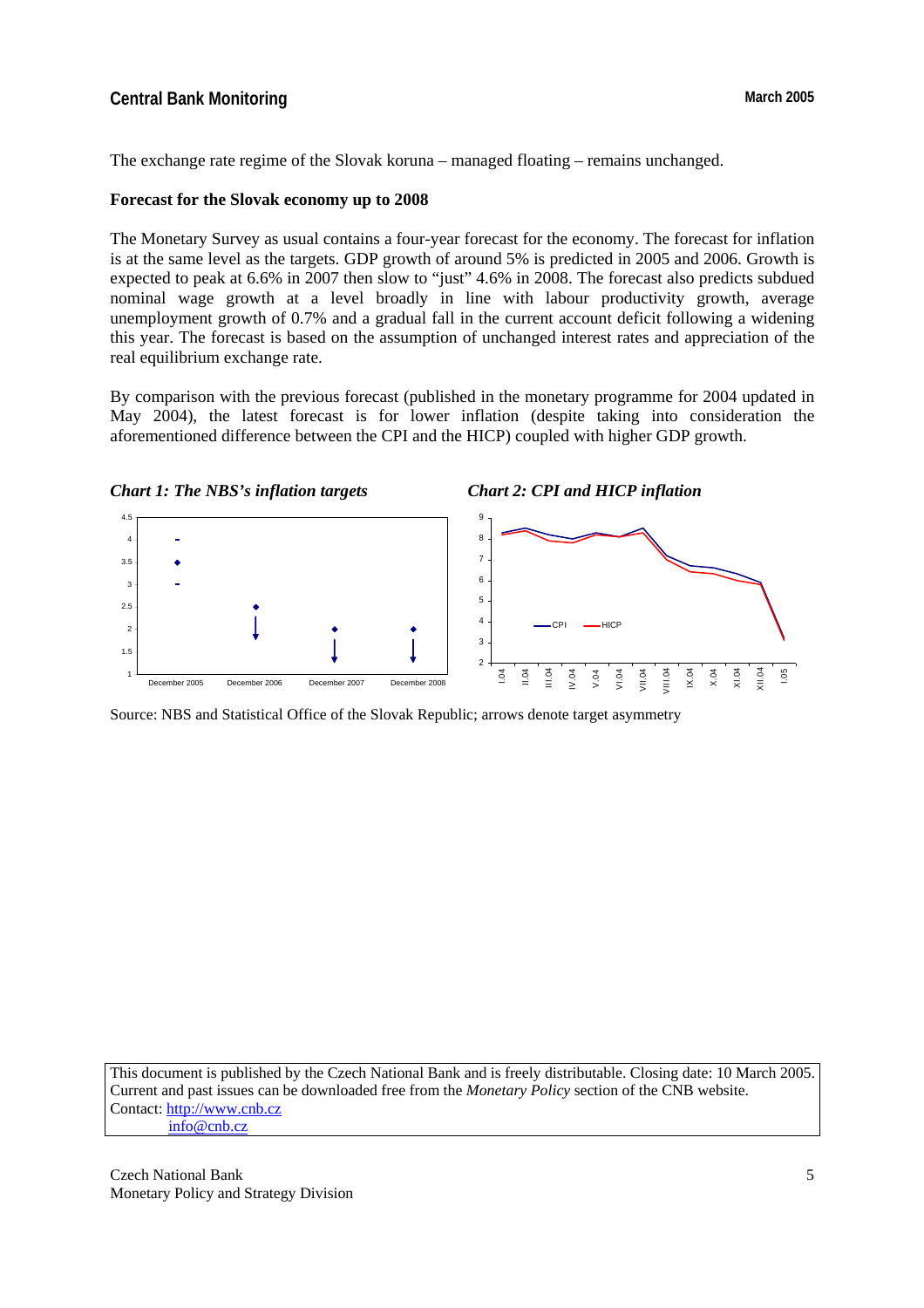The exchange rate regime of the Slovak koruna – managed floating – remains unchanged.

**Forecast for the Slovak economy up to 2008**

The Monetary Survey as usual contains a four-year forecast for the economy. The forecast for inflation is at the same level as the targets. GDP growth of around 5% is predicted in 2005 and 2006. Growth is expected to peak at 6.6% in 2007 then slow to "just" 4.6% in 2008. The forecast also predicts subdued nominal wage growth at a level broadly in line with labour productivity growth, average unemployment growth of 0.7% and a gradual fall in the current account deficit following a widening this year. The forecast is based on the assumption of unchanged interest rates and appreciation of the real equilibrium exchange rate.

By comparison with the previous forecast (published in the monetary programme for 2004 updated in May 2004), the latest forecast is for lower inflation (despite taking into consideration the aforementioned difference between the CPI and the HICP) coupled with higher GDP growth.

***Chart 1: The NBS's inflation targets***

4.5
4
3.5
3
2.5
2
1.5
1

December 2005
December 2006
December 2007
December 2008

***Chart 2: CPI and HICP inflation***

9
8
7
6
5
4
3
2

CPI
HICP

I.04
II.04
III.04
IV.04
V.04
VI.04
VII.04
VIII.04
IX.04
X.04
XI.04
XII.04
I.05

Source: NBS and Statistical Office of the Slovak Republic; arrows denote target asymmetry

This document is published by the Czech National Bank and is freely distributable. Closing date: 10 March 2005.
Current and past issues can be downloaded free from the *Monetary Policy* section of the CNB website.
Contact: http://www.cnb.cz
info@cnb.cz

Czech National Bank
Monetary Policy and Strategy Division